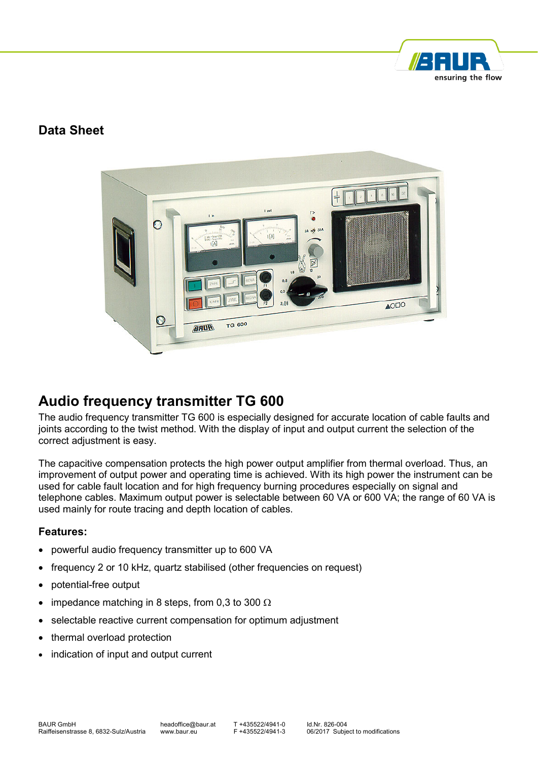## Data Sheet

# Audio frequency transmitter TG 600

The audio frequency transmitter TG 600 is especially designed for accurate location of cable faults and joints according to the twist method. With the display of input and output current the selection of the correct adjustment is easy.

The capacitive compensation protects the high power output amplifier from thermal overload. Thus, an improvement of output power and operating time is achieved. With its high power the instrument can be used for cable fault location and for high frequency burning procedures especially on signal and telephone cables. Maximum output power is selectable between 60 VA or 600 VA; the range of 60 VA is used mainly for route tracing and depth location of cables.

### Features:

- powerful audio frequency transmitter up to 600 VA
- frequency 2 or 10 kHz, quartz stabilised (other frequencies on request)
- potential-free output
- impedance matching in 8 steps, from 0,3 to 300 Ω
- selectable reactive current compensation for optimum adjustment
- thermal overload protection
- indication of input and output current

BAUR GmbH
Raiffeisenstrasse 8, 6832-Sulz/Austria

headoffice@baur.at
www.baur.eu

T +435522/4941-0
F +435522/4941-3

Id.Nr. 826-004
06/2017 Subject to modifications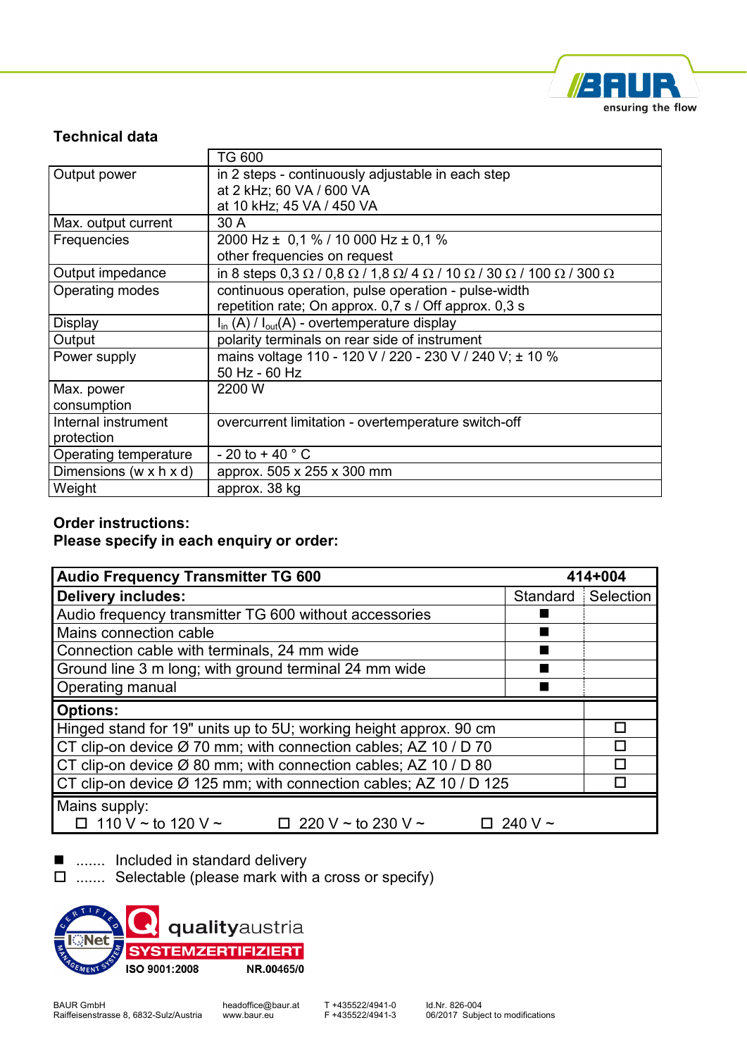## Technical data

| | TG 600 |
|---|---|
| Output power | in 2 steps - continuously adjustable in each step<br>at 2 kHz; 60 VA / 600 VA<br>at 10 kHz; 45 VA / 450 VA |
| Max. output current | 30 A |
| Frequencies | 2000 Hz ± 0,1 % / 10 000 Hz ± 0,1 %<br>other frequencies on request |
| Output impedance | in 8 steps 0,3 Ω / 0,8 Ω / 1,8 Ω/ 4 Ω / 10 Ω / 30 Ω / 100 Ω / 300 Ω |
| Operating modes | continuous operation, pulse operation - pulse-width repetition rate; On approx. 0,7 s / Off approx. 0,3 s |
| Display | $I_{in}$ (A) / $I_{out}$(A) - overtemperature display |
| Output | polarity terminals on rear side of instrument |
| Power supply | mains voltage 110 - 120 V / 220 - 230 V / 240 V; ± 10 %<br>50 Hz - 60 Hz |
| Max. power consumption | 2200 W |
| Internal instrument protection | overcurrent limitation - overtemperature switch-off |
| Operating temperature | - 20 to + 40 ° C |
| Dimensions (w x h x d) | approx. 505 x 255 x 300 mm |
| Weight | approx. 38 kg |

**Order instructions:**
**Please specify in each enquiry or order:**

| **Audio Frequency Transmitter TG 600** | | **414+004** |
|---|---|---|
| **Delivery includes:** | Standard | Selection |
| Audio frequency transmitter TG 600 without accessories | ■ | |
| Mains connection cable | ■ | |
| Connection cable with terminals, 24 mm wide | ■ | |
| Ground line 3 m long; with ground terminal 24 mm wide | ■ | |
| Operating manual | ■ | |
| **Options:** | | |
| Hinged stand for 19" units up to 5U; working height approx. 90 cm | | ☐ |
| CT clip-on device Ø 70 mm; with connection cables; AZ 10 / D 70 | | ☐ |
| CT clip-on device Ø 80 mm; with connection cables; AZ 10 / D 80 | | ☐ |
| CT clip-on device Ø 125 mm; with connection cables; AZ 10 / D 125 | | ☐ |
| Mains supply:<br>☐ 110 V ~ to 120 V ~ ☐ 220 V ~ to 230 V ~ ☐ 240 V ~ | | |

■ ....... Included in standard delivery
☐ ....... Selectable (please mark with a cross or specify)

qualityaustria SYSTEMZERTIFIZIERT
ISO 9001:2008 NR.00465/0

BAUR GmbH
Raiffeisenstrasse 8, 6832-Sulz/Austria
headoffice@baur.at
www.baur.eu
T +435522/4941-0
F +435522/4941-3
Id.Nr. 826-004
06/2017 Subject to modifications